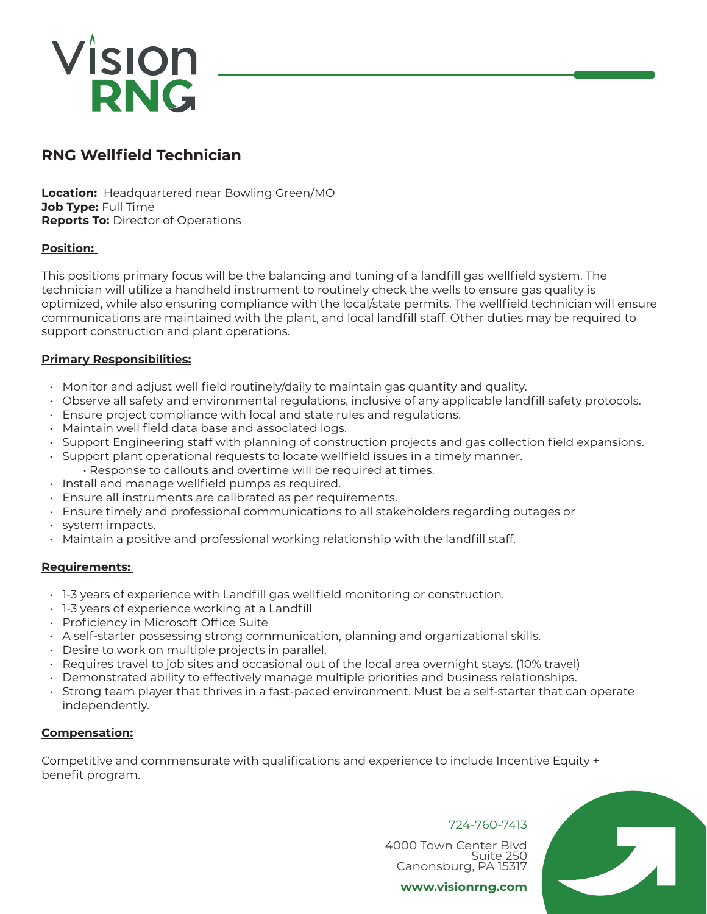# Vision RNG

## RNG Wellfield Technician

**Location:** Headquartered near Bowling Green/MO
**Job Type:** Full Time
**Reports To:** Director of Operations

**Position:**

This positions primary focus will be the balancing and tuning of a landfill gas wellfield system. The technician will utilize a handheld instrument to routinely check the wells to ensure gas quality is optimized, while also ensuring compliance with the local/state permits. The wellfield technician will ensure communications are maintained with the plant, and local landfill staff. Other duties may be required to support construction and plant operations.

**Primary Responsibilities:**

- Monitor and adjust well field routinely/daily to maintain gas quantity and quality.
- Observe all safety and environmental regulations, inclusive of any applicable landfill safety protocols.
- Ensure project compliance with local and state rules and regulations.
- Maintain well field data base and associated logs.
- Support Engineering staff with planning of construction projects and gas collection field expansions.
- Support plant operational requests to locate wellfield issues in a timely manner.
  - Response to callouts and overtime will be required at times.
- Install and manage wellfield pumps as required.
- Ensure all instruments are calibrated as per requirements.
- Ensure timely and professional communications to all stakeholders regarding outages or
- system impacts.
- Maintain a positive and professional working relationship with the landfill staff.

**Requirements:**

- 1-3 years of experience with Landfill gas wellfield monitoring or construction.
- 1-3 years of experience working at a Landfill
- Proficiency in Microsoft Office Suite
- A self-starter possessing strong communication, planning and organizational skills.
- Desire to work on multiple projects in parallel.
- Requires travel to job sites and occasional out of the local area overnight stays. (10% travel)
- Demonstrated ability to effectively manage multiple priorities and business relationships.
- Strong team player that thrives in a fast-paced environment. Must be a self-starter that can operate independently.

**Compensation:**

Competitive and commensurate with qualifications and experience to include Incentive Equity + benefit program.

724-760-7413

4000 Town Center Blvd
Suite 250
Canonsburg, PA 15317

**www.visionrng.com**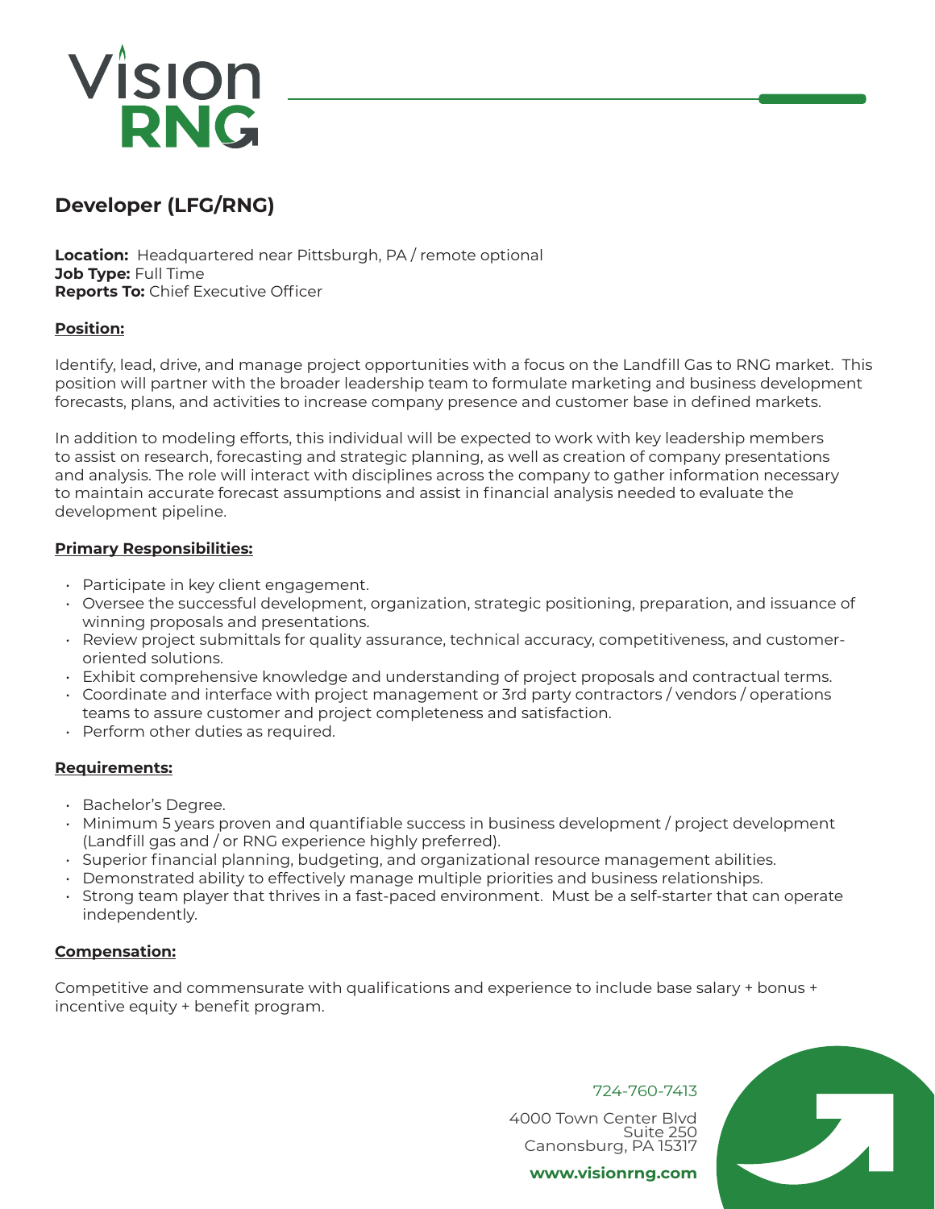Vision RNG

## Developer (LFG/RNG)

**Location:** Headquartered near Pittsburgh, PA / remote optional
**Job Type:** Full Time
**Reports To:** Chief Executive Officer

### Position:

Identify, lead, drive, and manage project opportunities with a focus on the Landfill Gas to RNG market. This position will partner with the broader leadership team to formulate marketing and business development forecasts, plans, and activities to increase company presence and customer base in defined markets.

In addition to modeling efforts, this individual will be expected to work with key leadership members to assist on research, forecasting and strategic planning, as well as creation of company presentations and analysis. The role will interact with disciplines across the company to gather information necessary to maintain accurate forecast assumptions and assist in financial analysis needed to evaluate the development pipeline.

### Primary Responsibilities:

- Participate in key client engagement.
- Oversee the successful development, organization, strategic positioning, preparation, and issuance of winning proposals and presentations.
- Review project submittals for quality assurance, technical accuracy, competitiveness, and customer-oriented solutions.
- Exhibit comprehensive knowledge and understanding of project proposals and contractual terms.
- Coordinate and interface with project management or 3rd party contractors / vendors / operations teams to assure customer and project completeness and satisfaction.
- Perform other duties as required.

### Requirements:

- Bachelor's Degree.
- Minimum 5 years proven and quantifiable success in business development / project development (Landfill gas and / or RNG experience highly preferred).
- Superior financial planning, budgeting, and organizational resource management abilities.
- Demonstrated ability to effectively manage multiple priorities and business relationships.
- Strong team player that thrives in a fast-paced environment. Must be a self-starter that can operate independently.

### Compensation:

Competitive and commensurate with qualifications and experience to include base salary + bonus + incentive equity + benefit program.

724-760-7413

4000 Town Center Blvd
Suite 250
Canonsburg, PA 15317

**www.visionrng.com**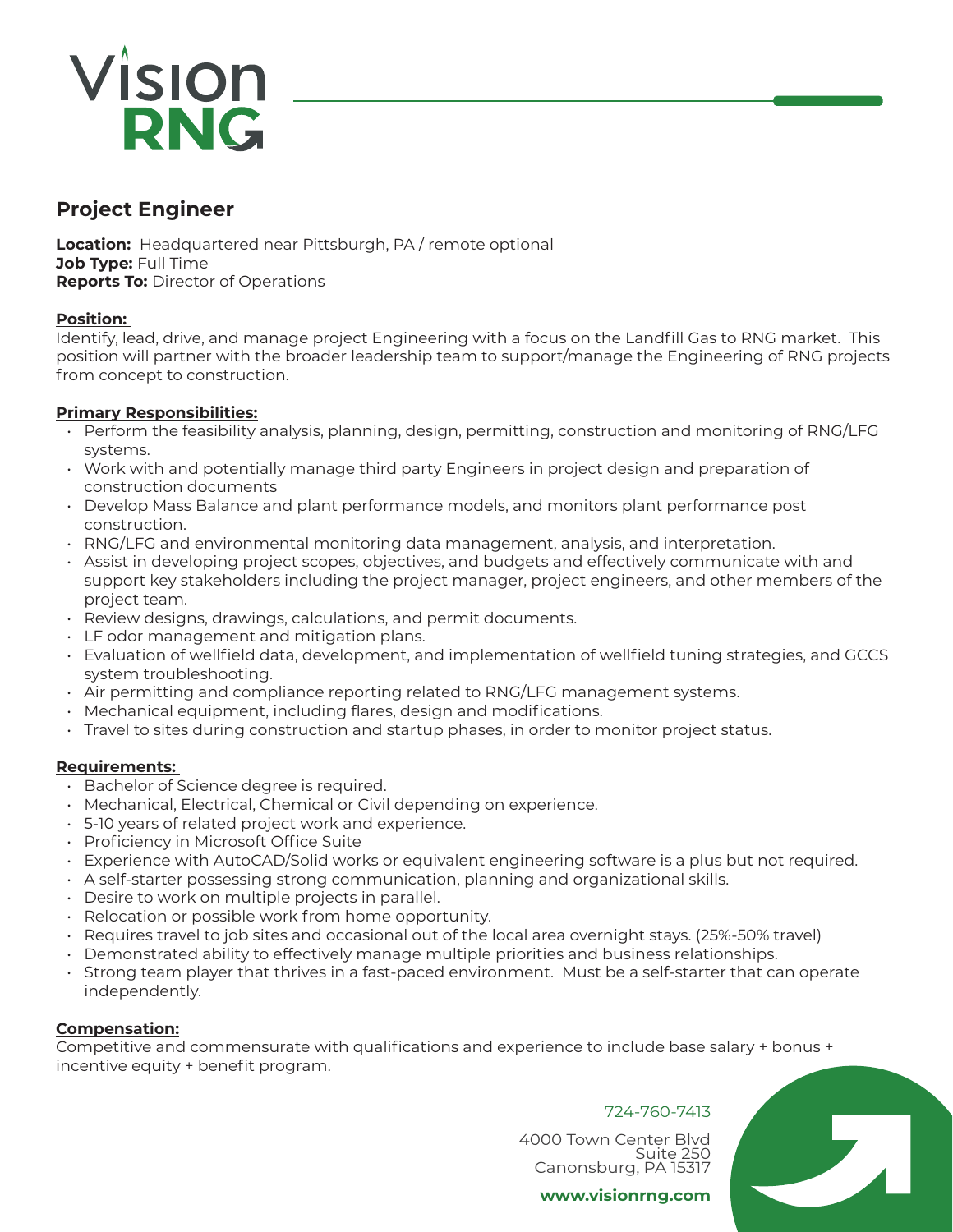Vision RNG

## Project Engineer

**Location:** Headquartered near Pittsburgh, PA / remote optional
**Job Type:** Full Time
**Reports To:** Director of Operations

**Position:**
Identify, lead, drive, and manage project Engineering with a focus on the Landfill Gas to RNG market. This position will partner with the broader leadership team to support/manage the Engineering of RNG projects from concept to construction.

**Primary Responsibilities:**

- Perform the feasibility analysis, planning, design, permitting, construction and monitoring of RNG/LFG systems.
- Work with and potentially manage third party Engineers in project design and preparation of construction documents
- Develop Mass Balance and plant performance models, and monitors plant performance post construction.
- RNG/LFG and environmental monitoring data management, analysis, and interpretation.
- Assist in developing project scopes, objectives, and budgets and effectively communicate with and support key stakeholders including the project manager, project engineers, and other members of the project team.
- Review designs, drawings, calculations, and permit documents.
- LF odor management and mitigation plans.
- Evaluation of wellfield data, development, and implementation of wellfield tuning strategies, and GCCS system troubleshooting.
- Air permitting and compliance reporting related to RNG/LFG management systems.
- Mechanical equipment, including flares, design and modifications.
- Travel to sites during construction and startup phases, in order to monitor project status.

**Requirements:**

- Bachelor of Science degree is required.
- Mechanical, Electrical, Chemical or Civil depending on experience.
- 5-10 years of related project work and experience.
- Proficiency in Microsoft Office Suite
- Experience with AutoCAD/Solid works or equivalent engineering software is a plus but not required.
- A self-starter possessing strong communication, planning and organizational skills.
- Desire to work on multiple projects in parallel.
- Relocation or possible work from home opportunity.
- Requires travel to job sites and occasional out of the local area overnight stays. (25%-50% travel)
- Demonstrated ability to effectively manage multiple priorities and business relationships.
- Strong team player that thrives in a fast-paced environment. Must be a self-starter that can operate independently.

**Compensation:**
Competitive and commensurate with qualifications and experience to include base salary + bonus + incentive equity + benefit program.

724-760-7413

4000 Town Center Blvd
Suite 250
Canonsburg, PA 15317

**www.visionrng.com**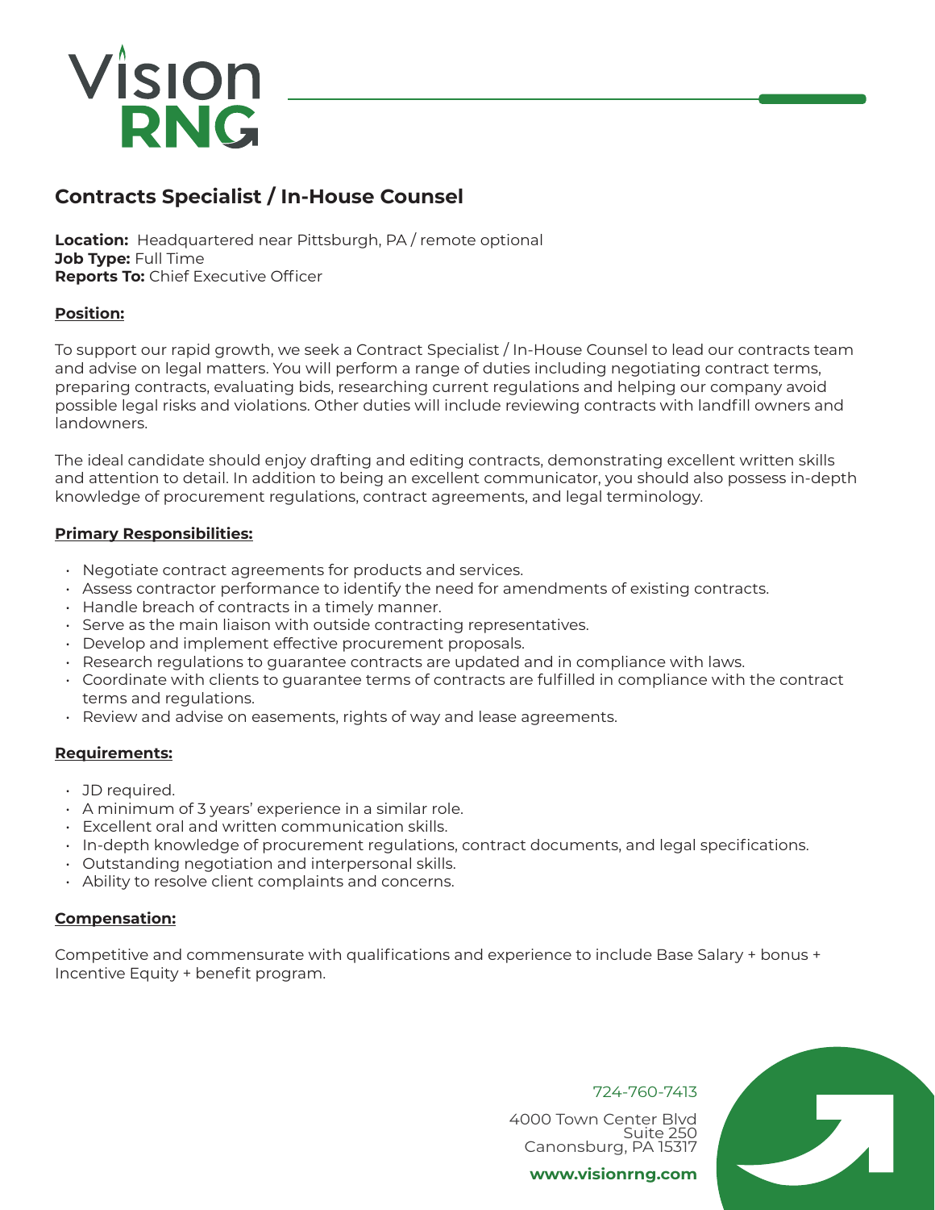# Contracts Specialist / In-House Counsel

**Location:** Headquartered near Pittsburgh, PA / remote optional
**Job Type:** Full Time
**Reports To:** Chief Executive Officer

## Position:

To support our rapid growth, we seek a Contract Specialist / In-House Counsel to lead our contracts team and advise on legal matters. You will perform a range of duties including negotiating contract terms, preparing contracts, evaluating bids, researching current regulations and helping our company avoid possible legal risks and violations. Other duties will include reviewing contracts with landfill owners and landowners.

The ideal candidate should enjoy drafting and editing contracts, demonstrating excellent written skills and attention to detail. In addition to being an excellent communicator, you should also possess in-depth knowledge of procurement regulations, contract agreements, and legal terminology.

## Primary Responsibilities:

- Negotiate contract agreements for products and services.
- Assess contractor performance to identify the need for amendments of existing contracts.
- Handle breach of contracts in a timely manner.
- Serve as the main liaison with outside contracting representatives.
- Develop and implement effective procurement proposals.
- Research regulations to guarantee contracts are updated and in compliance with laws.
- Coordinate with clients to guarantee terms of contracts are fulfilled in compliance with the contract terms and regulations.
- Review and advise on easements, rights of way and lease agreements.

## Requirements:

- JD required.
- A minimum of 3 years' experience in a similar role.
- Excellent oral and written communication skills.
- In-depth knowledge of procurement regulations, contract documents, and legal specifications.
- Outstanding negotiation and interpersonal skills.
- Ability to resolve client complaints and concerns.

## Compensation:

Competitive and commensurate with qualifications and experience to include Base Salary + bonus + Incentive Equity + benefit program.

724-760-7413

4000 Town Center Blvd
Suite 250
Canonsburg, PA 15317

**www.visionrng.com**